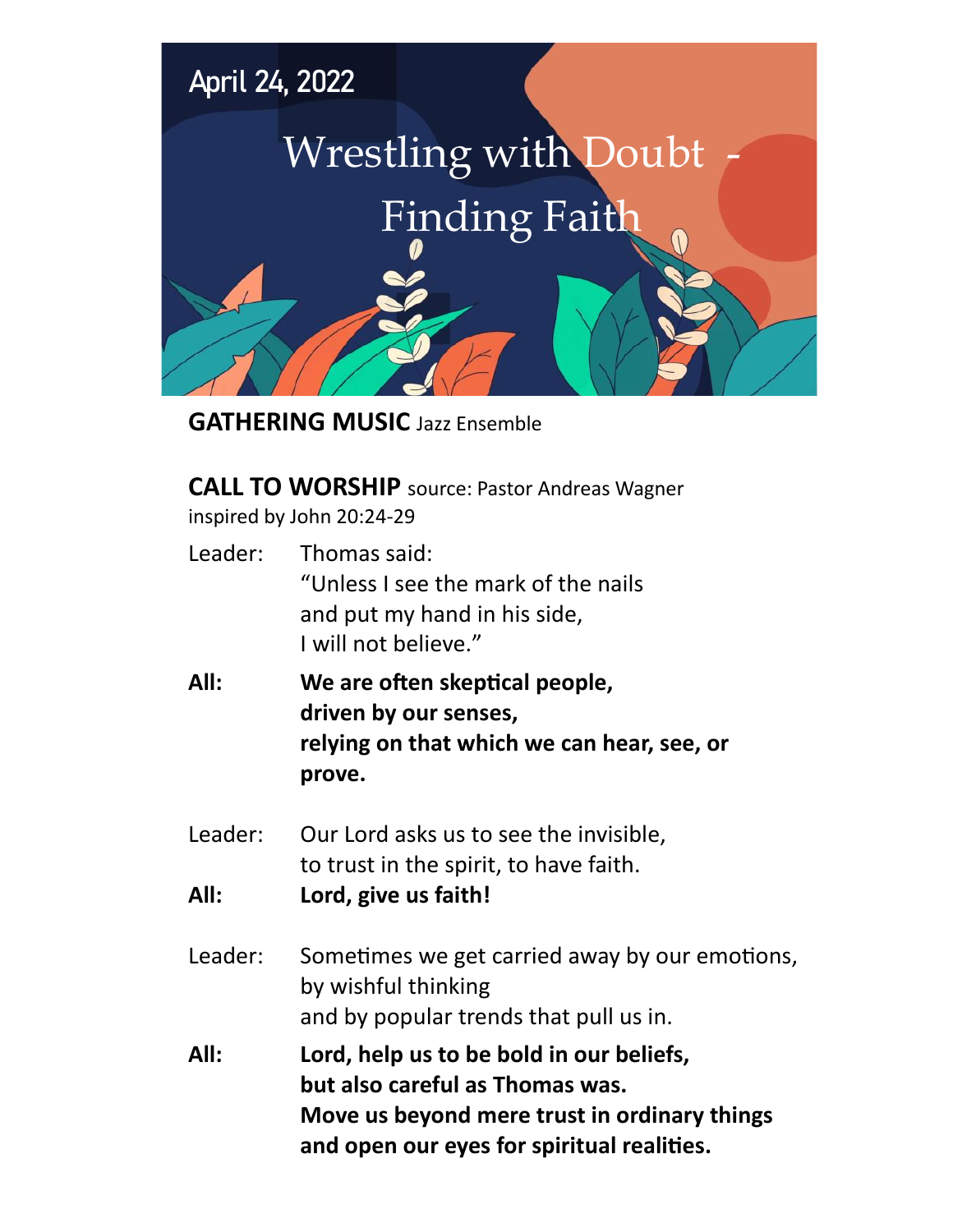April 24, 2022

# Wrestling with Doubt - Finding Faith

**GATHERING MUSIC** Jazz Ensemble

**CALL TO WORSHIP** source: Pastor Andreas Wagner
inspired by John 20:24-29

Leader: Thomas said:
"Unless I see the mark of the nails
and put my hand in his side,
I will not believe."

**All: We are often skeptical people,
driven by our senses,
relying on that which we can hear, see, or prove.**

Leader: Our Lord asks us to see the invisible,
to trust in the spirit, to have faith.

**All: Lord, give us faith!**

Leader: Sometimes we get carried away by our emotions,
by wishful thinking
and by popular trends that pull us in.

**All: Lord, help us to be bold in our beliefs,
but also careful as Thomas was.
Move us beyond mere trust in ordinary things
and open our eyes for spiritual realities.**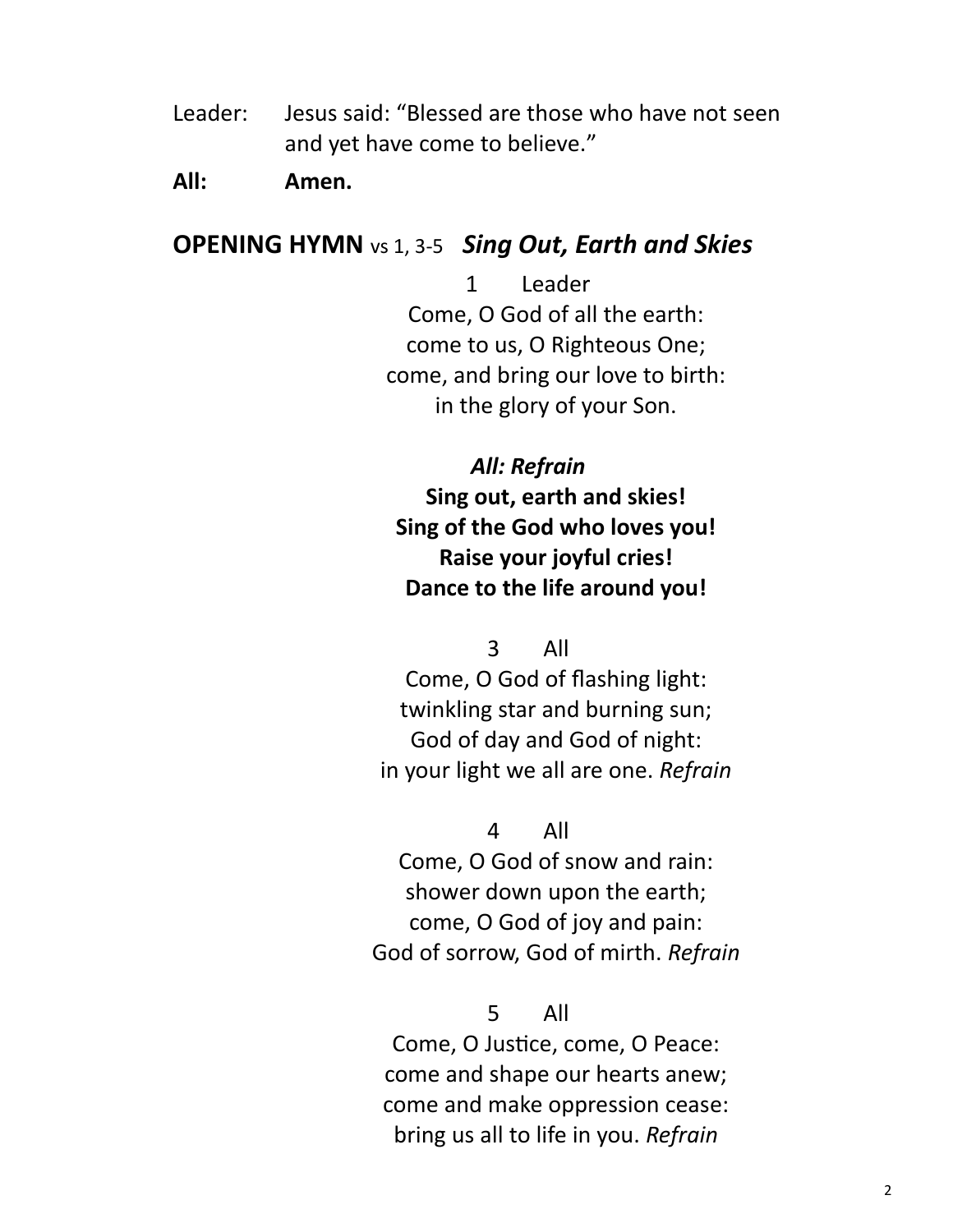Leader: Jesus said: "Blessed are those who have not seen and yet have come to believe."

**All: Amen.**

## OPENING HYMN vs 1, 3-5 *Sing Out, Earth and Skies*

1 Leader
Come, O God of all the earth:
come to us, O Righteous One;
come, and bring our love to birth:
in the glory of your Son.

***All: Refrain***
**Sing out, earth and skies!**
**Sing of the God who loves you!**
**Raise your joyful cries!**
**Dance to the life around you!**

3 All
Come, O God of flashing light:
twinkling star and burning sun;
God of day and God of night:
in your light we all are one. *Refrain*

4 All
Come, O God of snow and rain:
shower down upon the earth;
come, O God of joy and pain:
God of sorrow, God of mirth. *Refrain*

5 All
Come, O Justice, come, O Peace:
come and shape our hearts anew;
come and make oppression cease:
bring us all to life in you. *Refrain*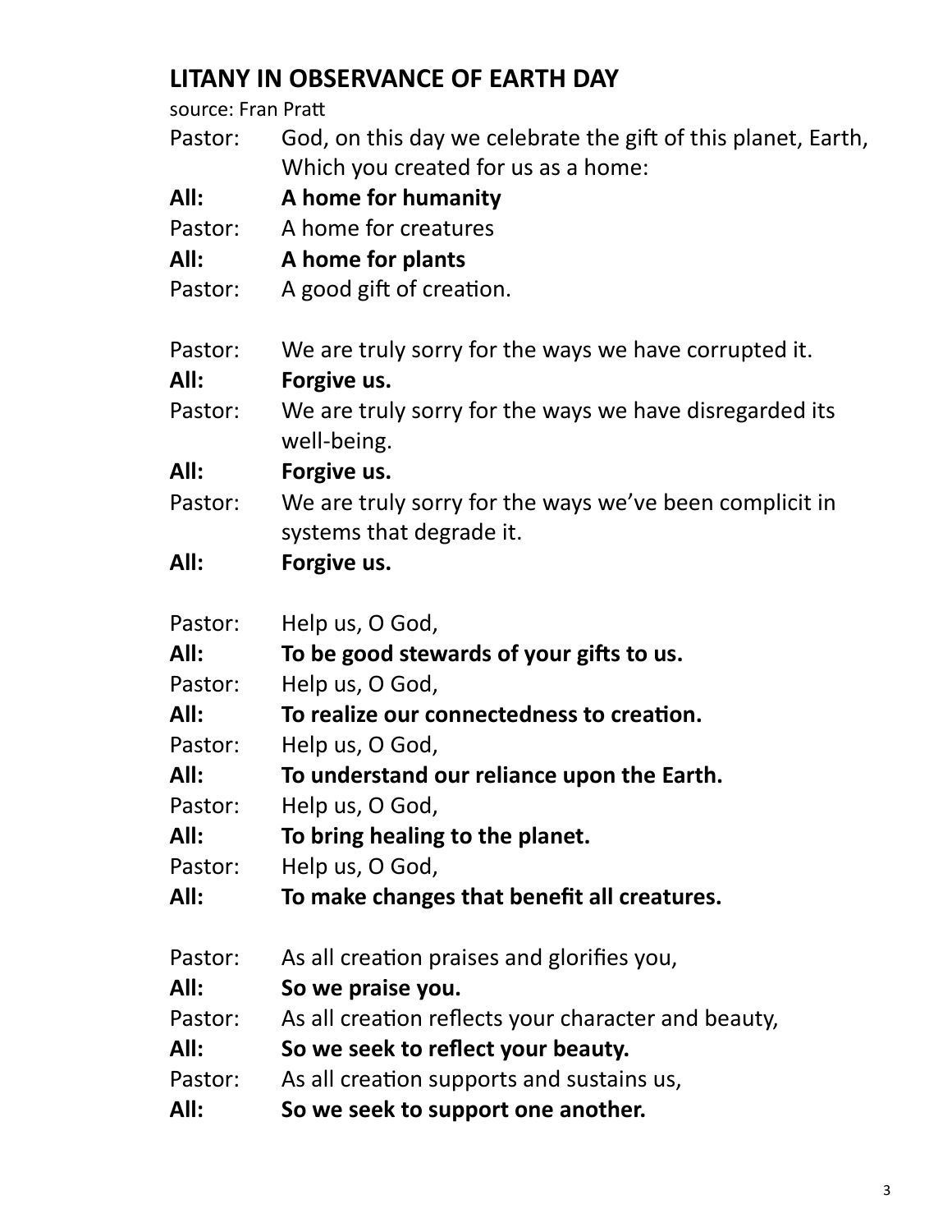## LITANY IN OBSERVANCE OF EARTH DAY

source: Fran Pratt

Pastor: God, on this day we celebrate the gift of this planet, Earth, Which you created for us as a home:

**All: A home for humanity**

Pastor: A home for creatures

**All: A home for plants**

Pastor: A good gift of creation.

Pastor: We are truly sorry for the ways we have corrupted it.

**All: Forgive us.**

Pastor: We are truly sorry for the ways we have disregarded its well-being.

**All: Forgive us.**

Pastor: We are truly sorry for the ways we've been complicit in systems that degrade it.

**All: Forgive us.**

Pastor: Help us, O God,

**All: To be good stewards of your gifts to us.**

Pastor: Help us, O God,

**All: To realize our connectedness to creation.**

Pastor: Help us, O God,

**All: To understand our reliance upon the Earth.**

Pastor: Help us, O God,

**All: To bring healing to the planet.**

Pastor: Help us, O God,

**All: To make changes that benefit all creatures.**

Pastor: As all creation praises and glorifies you,

**All: So we praise you.**

Pastor: As all creation reflects your character and beauty,

**All: So we seek to reflect your beauty.**

Pastor: As all creation supports and sustains us,

**All: So we seek to support one another.**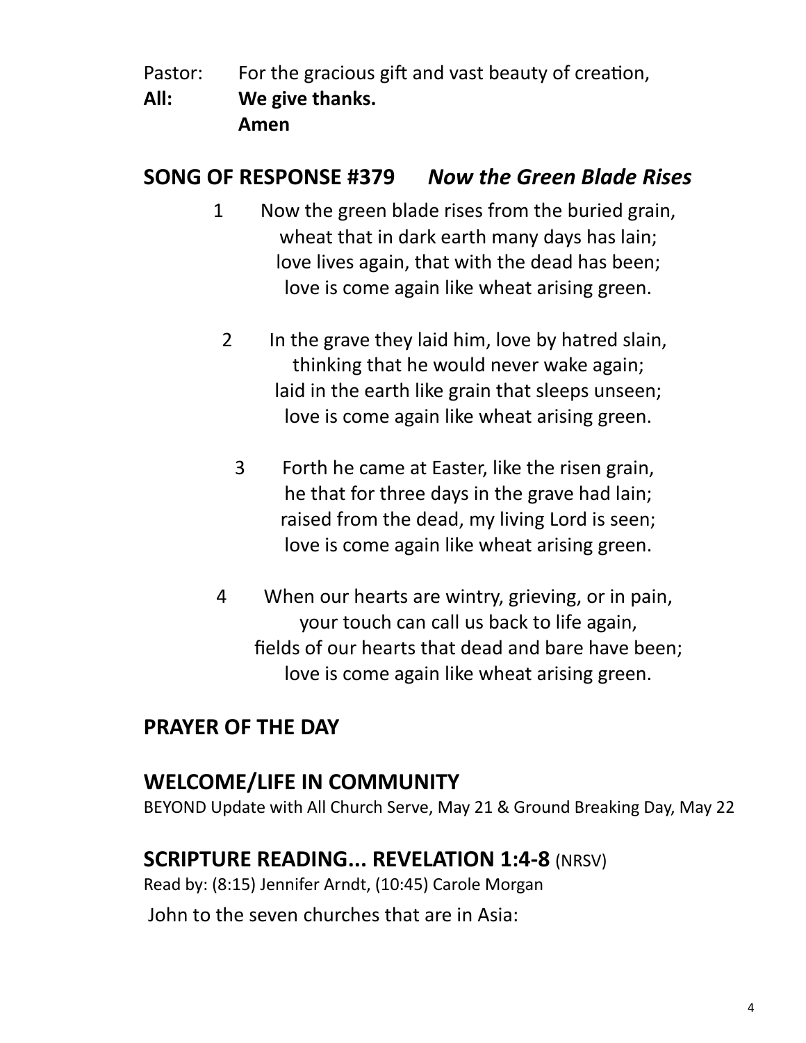Pastor: For the gracious gift and vast beauty of creation,
**All: We give thanks.**
**Amen**

## SONG OF RESPONSE #379 *Now the Green Blade Rises*

1 Now the green blade rises from the buried grain,
wheat that in dark earth many days has lain;
love lives again, that with the dead has been;
love is come again like wheat arising green.

2 In the grave they laid him, love by hatred slain,
thinking that he would never wake again;
laid in the earth like grain that sleeps unseen;
love is come again like wheat arising green.

3 Forth he came at Easter, like the risen grain,
he that for three days in the grave had lain;
raised from the dead, my living Lord is seen;
love is come again like wheat arising green.

4 When our hearts are wintry, grieving, or in pain,
your touch can call us back to life again,
fields of our hearts that dead and bare have been;
love is come again like wheat arising green.

## PRAYER OF THE DAY

## WELCOME/LIFE IN COMMUNITY

BEYOND Update with All Church Serve, May 21 & Ground Breaking Day, May 22

## SCRIPTURE READING... REVELATION 1:4-8 (NRSV)

Read by: (8:15) Jennifer Arndt, (10:45) Carole Morgan

John to the seven churches that are in Asia: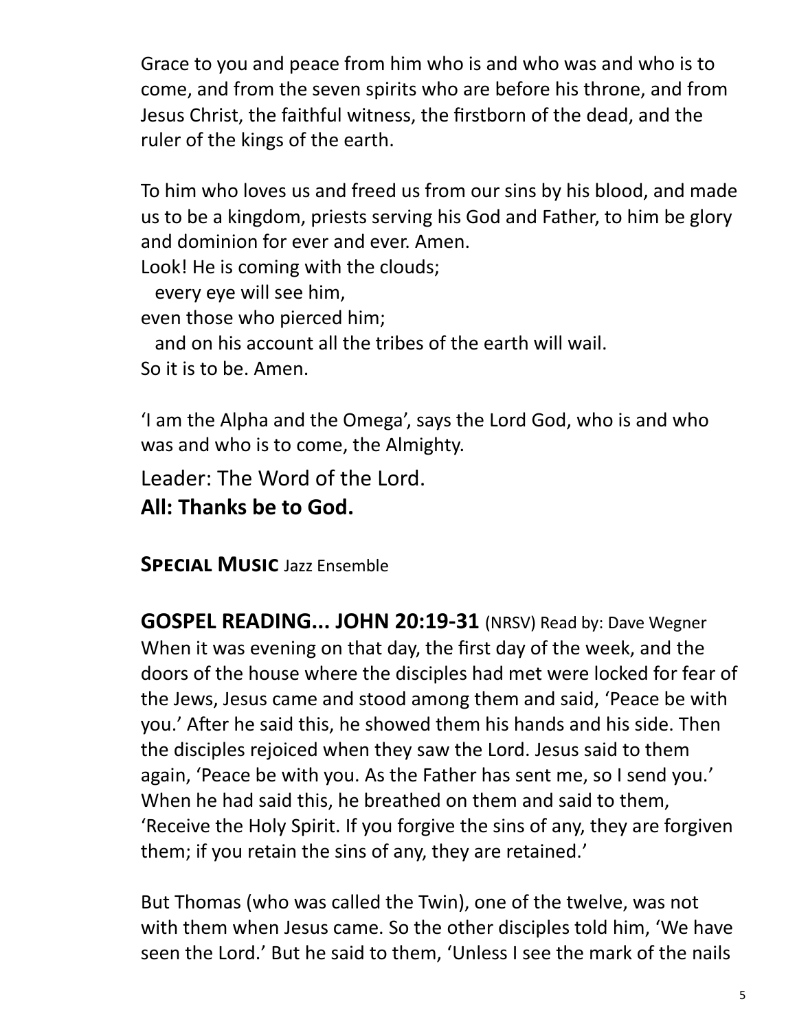Grace to you and peace from him who is and who was and who is to come, and from the seven spirits who are before his throne, and from Jesus Christ, the faithful witness, the firstborn of the dead, and the ruler of the kings of the earth.

To him who loves us and freed us from our sins by his blood, and made us to be a kingdom, priests serving his God and Father, to him be glory and dominion for ever and ever. Amen.
Look! He is coming with the clouds;
  every eye will see him,
even those who pierced him;
  and on his account all the tribes of the earth will wail.
So it is to be. Amen.

'I am the Alpha and the Omega', says the Lord God, who is and who was and who is to come, the Almighty.

Leader: The Word of the Lord.
**All: Thanks be to God.**

**Special Music** Jazz Ensemble

**GOSPEL READING... JOHN 20:19-31** (NRSV) Read by: Dave Wegner
When it was evening on that day, the first day of the week, and the doors of the house where the disciples had met were locked for fear of the Jews, Jesus came and stood among them and said, 'Peace be with you.' After he said this, he showed them his hands and his side. Then the disciples rejoiced when they saw the Lord. Jesus said to them again, 'Peace be with you. As the Father has sent me, so I send you.' When he had said this, he breathed on them and said to them, 'Receive the Holy Spirit. If you forgive the sins of any, they are forgiven them; if you retain the sins of any, they are retained.'

But Thomas (who was called the Twin), one of the twelve, was not with them when Jesus came. So the other disciples told him, 'We have seen the Lord.' But he said to them, 'Unless I see the mark of the nails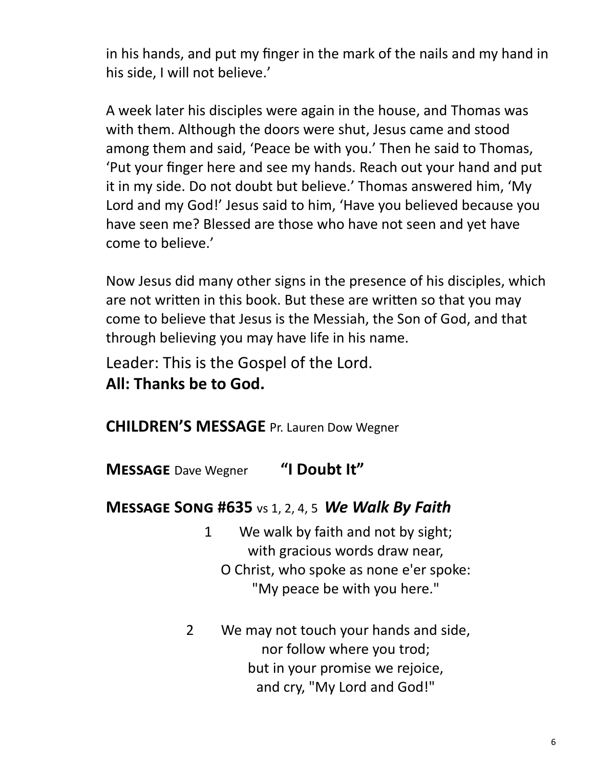in his hands, and put my finger in the mark of the nails and my hand in his side, I will not believe.'

A week later his disciples were again in the house, and Thomas was with them. Although the doors were shut, Jesus came and stood among them and said, 'Peace be with you.' Then he said to Thomas, 'Put your finger here and see my hands. Reach out your hand and put it in my side. Do not doubt but believe.' Thomas answered him, 'My Lord and my God!' Jesus said to him, 'Have you believed because you have seen me? Blessed are those who have not seen and yet have come to believe.'

Now Jesus did many other signs in the presence of his disciples, which are not written in this book. But these are written so that you may come to believe that Jesus is the Messiah, the Son of God, and that through believing you may have life in his name.

Leader: This is the Gospel of the Lord.
**All: Thanks be to God.**

**CHILDREN'S MESSAGE** Pr. Lauren Dow Wegner

**MESSAGE** Dave Wegner **"I Doubt It"**

**MESSAGE SONG #635** vs 1, 2, 4, 5 ***We Walk By Faith***

1 We walk by faith and not by sight;
with gracious words draw near,
O Christ, who spoke as none e'er spoke:
"My peace be with you here."

2 We may not touch your hands and side,
nor follow where you trod;
but in your promise we rejoice,
and cry, "My Lord and God!"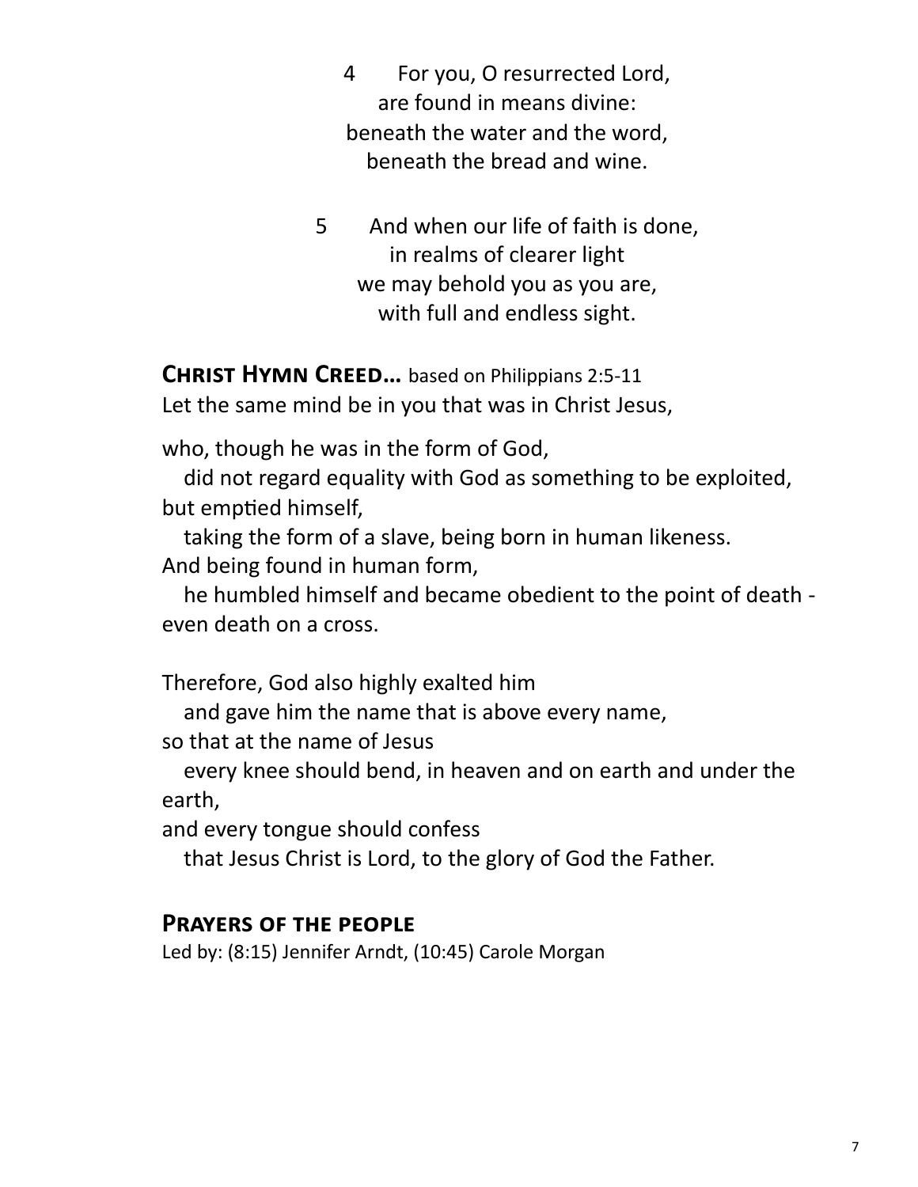4 For you, O resurrected Lord,  
are found in means divine:  
beneath the water and the word,  
beneath the bread and wine.

5 And when our life of faith is done,  
in realms of clearer light  
we may behold you as you are,  
with full and endless sight.

## Christ Hymn Creed… based on Philippians 2:5-11

Let the same mind be in you that was in Christ Jesus,

who, though he was in the form of God,  
did not regard equality with God as something to be exploited,  
but emptied himself,  
taking the form of a slave, being born in human likeness.  
And being found in human form,  
he humbled himself and became obedient to the point of death - even death on a cross.

Therefore, God also highly exalted him  
and gave him the name that is above every name,  
so that at the name of Jesus  
every knee should bend, in heaven and on earth and under the earth,  
and every tongue should confess  
that Jesus Christ is Lord, to the glory of God the Father.

## Prayers of the people

Led by: (8:15) Jennifer Arndt, (10:45) Carole Morgan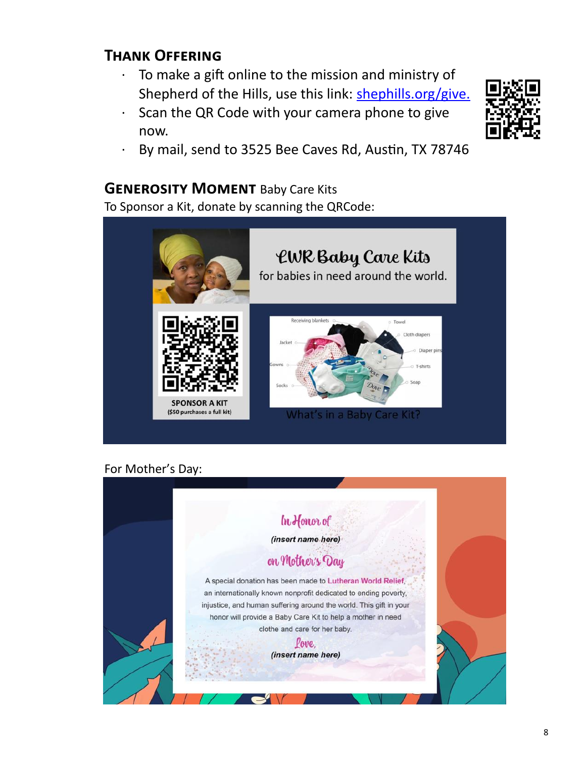## Thank Offering

- To make a gift online to the mission and ministry of Shepherd of the Hills, use this link: [shephills.org/give.](https://shephills.org/give)
- Scan the QR Code with your camera phone to give now.
- By mail, send to 3525 Bee Caves Rd, Austin, TX 78746

## Generosity Moment Baby Care Kits

To Sponsor a Kit, donate by scanning the QRCode:

LWR Baby Care Kits

for babies in need around the world.

SPONSOR A KIT

($50 purchases a full kit)

Receiving blankets, Towel, Cloth diapers, Jacket, Diaper pins, Gowns, T-shirts, Socks, Soap

What's in a Baby Care Kit?

For Mother's Day:

In Honor of

*(insert name here)*

on Mother's Day

A special donation has been made to Lutheran World Relief, an internationally known nonprofit dedicated to ending poverty, injustice, and human suffering around the world. This gift in your honor will provide a Baby Care Kit to help a mother in need clothe and care for her baby.

Love,

*(insert name here)*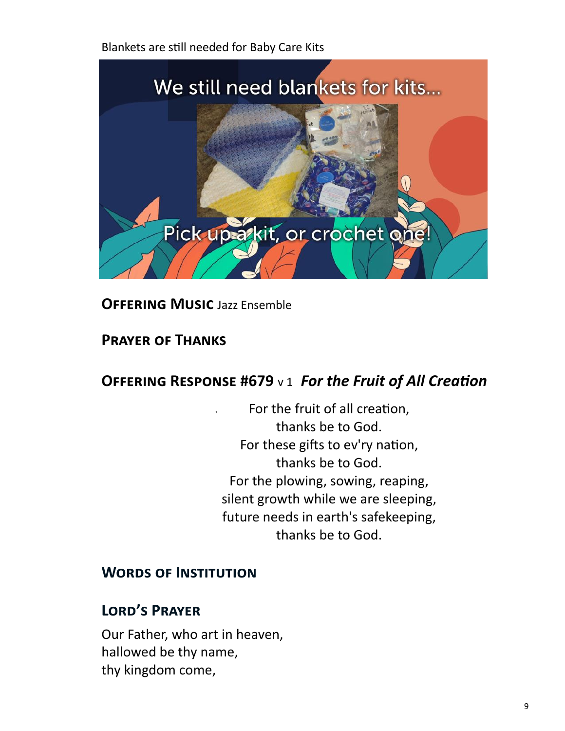Blankets are still needed for Baby Care Kits

We still need blankets for kits...

Pick up a kit, or crochet one!

**OFFERING MUSIC** Jazz Ensemble

**PRAYER OF THANKS**

## OFFERING RESPONSE #679 v 1 *For the Fruit of All Creation*

[1] For the fruit of all creation,
thanks be to God.
For these gifts to ev'ry nation,
thanks be to God.
For the plowing, sowing, reaping,
silent growth while we are sleeping,
future needs in earth's safekeeping,
thanks be to God.

## WORDS OF INSTITUTION

## LORD'S PRAYER

Our Father, who art in heaven,
hallowed be thy name,
thy kingdom come,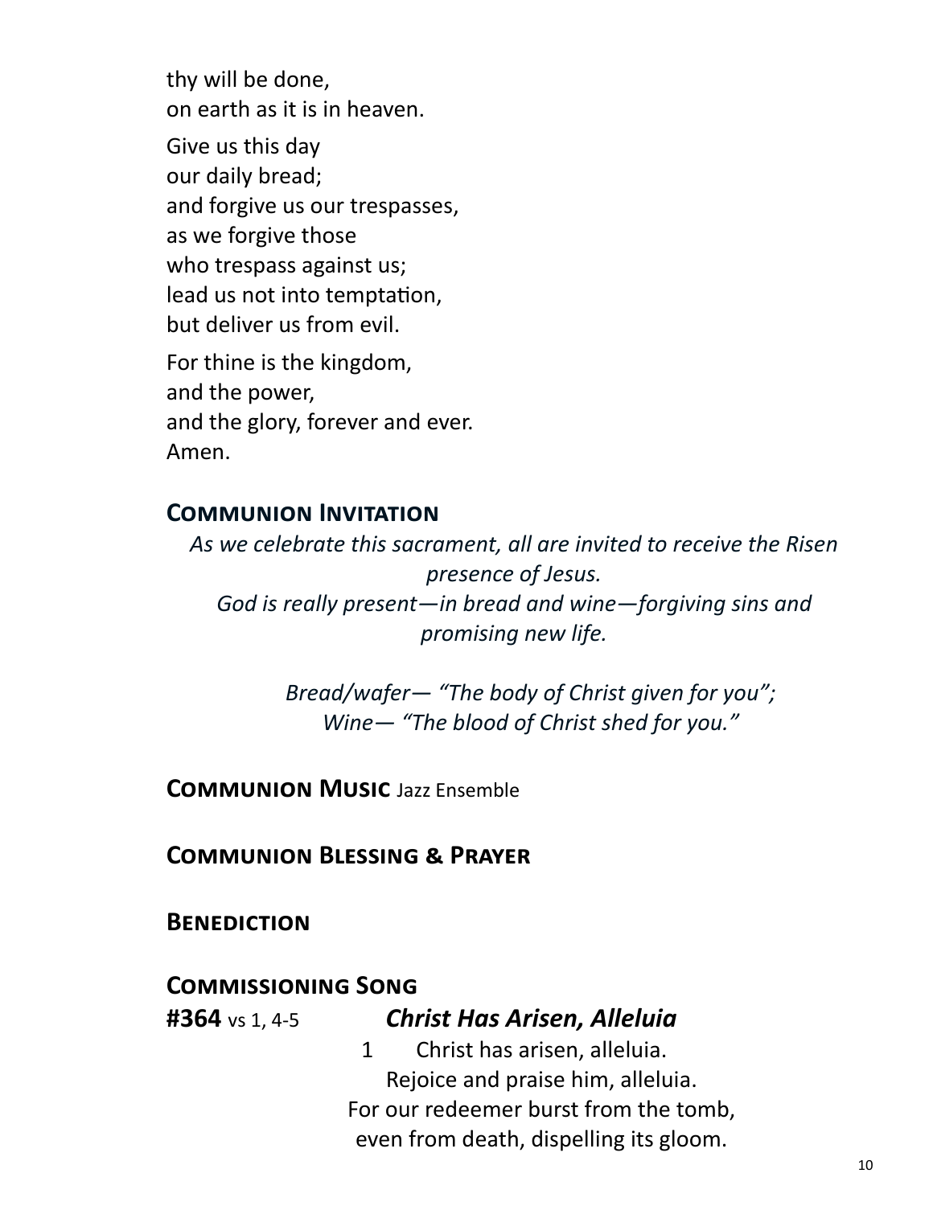thy will be done,
on earth as it is in heaven.

Give us this day
our daily bread;
and forgive us our trespasses,
as we forgive those
who trespass against us;
lead us not into temptation,
but deliver us from evil.

For thine is the kingdom,
and the power,
and the glory, forever and ever.
Amen.

## Communion Invitation

*As we celebrate this sacrament, all are invited to receive the Risen presence of Jesus.*
*God is really present—in bread and wine—forgiving sins and promising new life.*

*Bread/wafer— "The body of Christ given for you";*
*Wine— "The blood of Christ shed for you."*

## Communion Music Jazz Ensemble

## Communion Blessing & Prayer

## Benediction

## Commissioning Song

**#364** vs 1, 4-5 ***Christ Has Arisen, Alleluia***

1 Christ has arisen, alleluia.
Rejoice and praise him, alleluia.
For our redeemer burst from the tomb,
even from death, dispelling its gloom.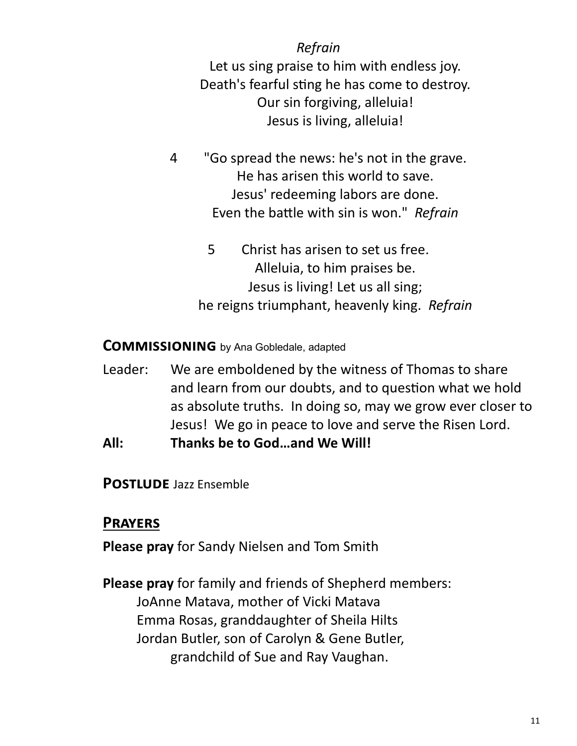*Refrain*

Let us sing praise to him with endless joy.
Death's fearful sting he has come to destroy.
Our sin forgiving, alleluia!
Jesus is living, alleluia!

4 "Go spread the news: he's not in the grave.
He has arisen this world to save.
Jesus' redeeming labors are done.
Even the battle with sin is won." *Refrain*

5 Christ has arisen to set us free.
Alleluia, to him praises be.
Jesus is living! Let us all sing;
he reigns triumphant, heavenly king. *Refrain*

## Commissioning by Ana Gobledale, adapted

Leader: We are emboldened by the witness of Thomas to share and learn from our doubts, and to question what we hold as absolute truths. In doing so, may we grow ever closer to Jesus! We go in peace to love and serve the Risen Lord.

**All: Thanks be to God…and We Will!**

## Postlude Jazz Ensemble

## Prayers

**Please pray** for Sandy Nielsen and Tom Smith

**Please pray** for family and friends of Shepherd members:
JoAnne Matava, mother of Vicki Matava
Emma Rosas, granddaughter of Sheila Hilts
Jordan Butler, son of Carolyn & Gene Butler,
grandchild of Sue and Ray Vaughan.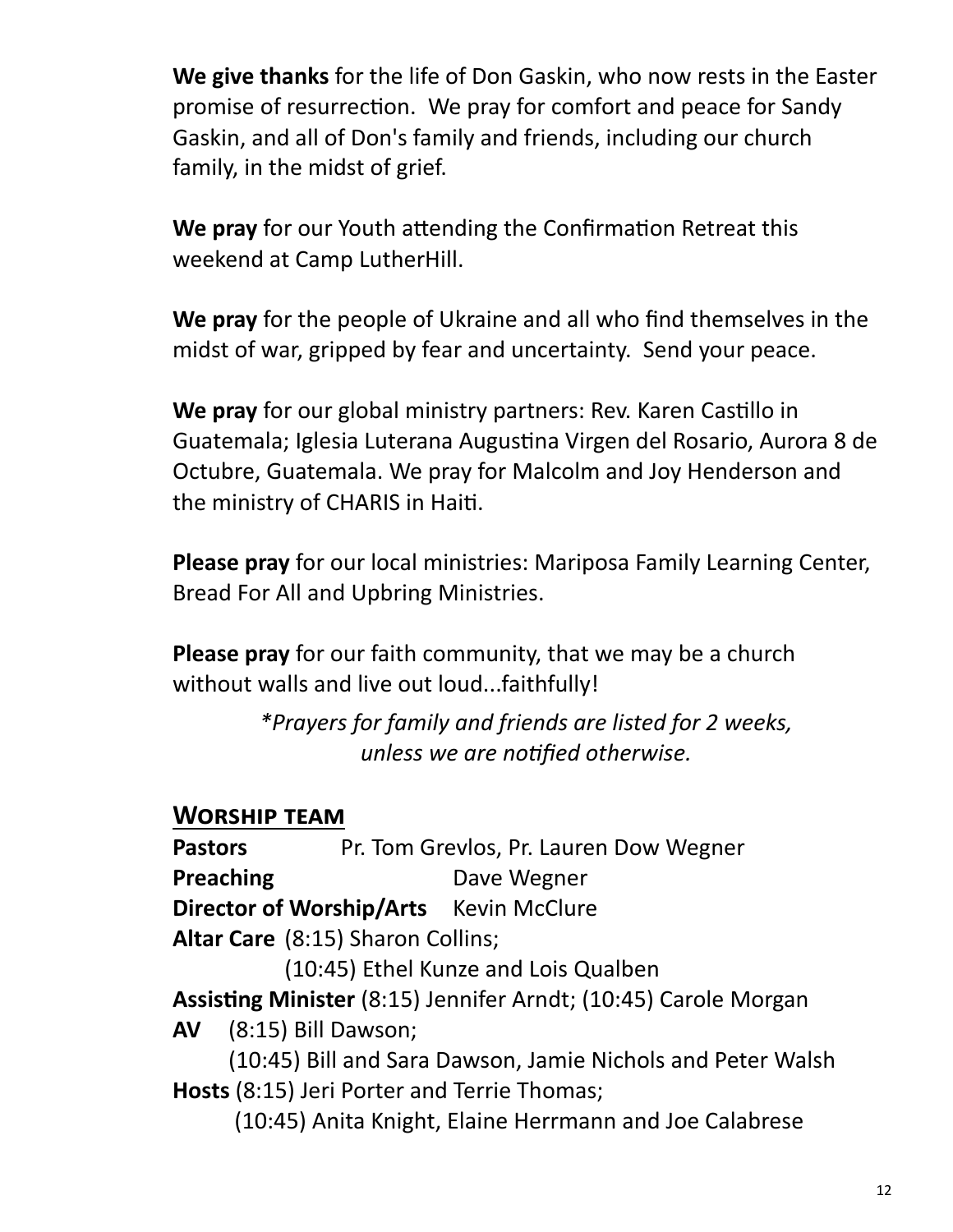**We give thanks** for the life of Don Gaskin, who now rests in the Easter promise of resurrection. We pray for comfort and peace for Sandy Gaskin, and all of Don's family and friends, including our church family, in the midst of grief.

**We pray** for our Youth attending the Confirmation Retreat this weekend at Camp LutherHill.

**We pray** for the people of Ukraine and all who find themselves in the midst of war, gripped by fear and uncertainty. Send your peace.

**We pray** for our global ministry partners: Rev. Karen Castillo in Guatemala; Iglesia Luterana Augustina Virgen del Rosario, Aurora 8 de Octubre, Guatemala. We pray for Malcolm and Joy Henderson and the ministry of CHARIS in Haiti.

**Please pray** for our local ministries: Mariposa Family Learning Center, Bread For All and Upbring Ministries.

**Please pray** for our faith community, that we may be a church without walls and live out loud...faithfully!

*\*Prayers for family and friends are listed for 2 weeks, unless we are notified otherwise.*

## Worship team

**Pastors** Pr. Tom Grevlos, Pr. Lauren Dow Wegner
**Preaching** Dave Wegner
**Director of Worship/Arts** Kevin McClure
**Altar Care** (8:15) Sharon Collins;
(10:45) Ethel Kunze and Lois Qualben
**Assisting Minister** (8:15) Jennifer Arndt; (10:45) Carole Morgan
**AV** (8:15) Bill Dawson;
(10:45) Bill and Sara Dawson, Jamie Nichols and Peter Walsh
**Hosts** (8:15) Jeri Porter and Terrie Thomas;
(10:45) Anita Knight, Elaine Herrmann and Joe Calabrese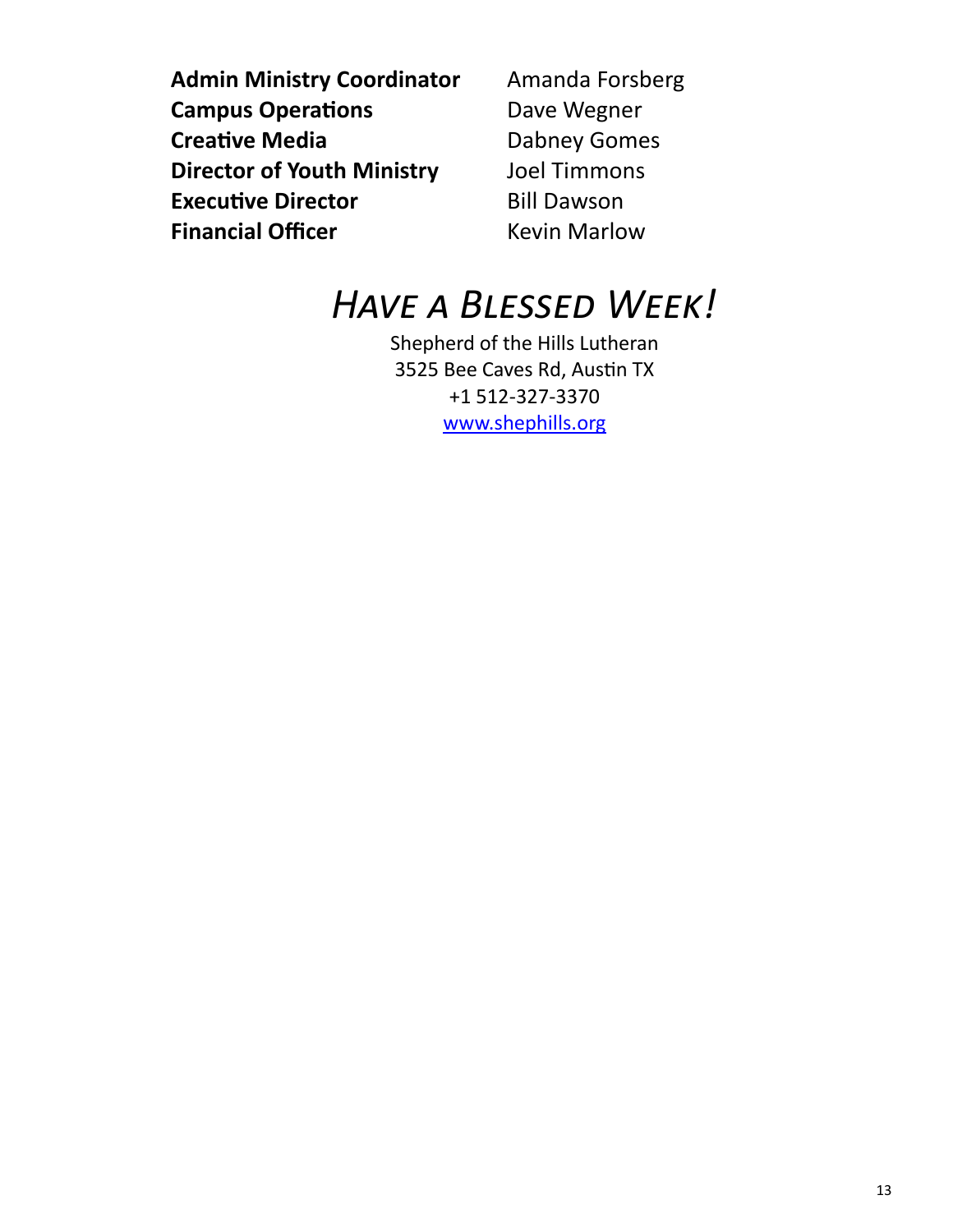**Admin Ministry Coordinator** Amanda Forsberg
**Campus Operations** Dave Wegner
**Creative Media** Dabney Gomes
**Director of Youth Ministry** Joel Timmons
**Executive Director** Bill Dawson
**Financial Officer** Kevin Marlow

# *Have a Blessed Week!*

Shepherd of the Hills Lutheran
3525 Bee Caves Rd, Austin TX
+1 512-327-3370
www.shephills.org